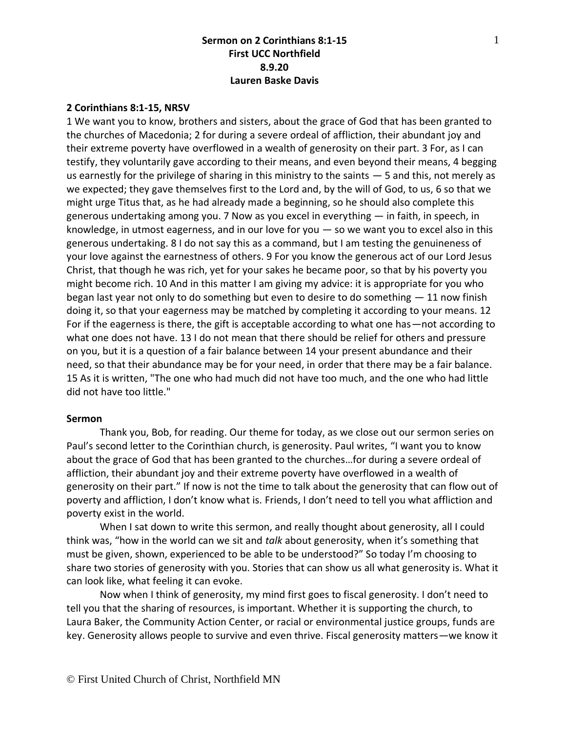**Sermon on 2 Corinthians 8:1-15**
**First UCC Northfield**
**8.9.20**
**Lauren Baske Davis**

**2 Corinthians 8:1-15, NRSV**

1 We want you to know, brothers and sisters, about the grace of God that has been granted to the churches of Macedonia; 2 for during a severe ordeal of affliction, their abundant joy and their extreme poverty have overflowed in a wealth of generosity on their part. 3 For, as I can testify, they voluntarily gave according to their means, and even beyond their means, 4 begging us earnestly for the privilege of sharing in this ministry to the saints — 5 and this, not merely as we expected; they gave themselves first to the Lord and, by the will of God, to us, 6 so that we might urge Titus that, as he had already made a beginning, so he should also complete this generous undertaking among you. 7 Now as you excel in everything — in faith, in speech, in knowledge, in utmost eagerness, and in our love for you — so we want you to excel also in this generous undertaking. 8 I do not say this as a command, but I am testing the genuineness of your love against the earnestness of others. 9 For you know the generous act of our Lord Jesus Christ, that though he was rich, yet for your sakes he became poor, so that by his poverty you might become rich. 10 And in this matter I am giving my advice: it is appropriate for you who began last year not only to do something but even to desire to do something — 11 now finish doing it, so that your eagerness may be matched by completing it according to your means. 12 For if the eagerness is there, the gift is acceptable according to what one has—not according to what one does not have. 13 I do not mean that there should be relief for others and pressure on you, but it is a question of a fair balance between 14 your present abundance and their need, so that their abundance may be for your need, in order that there may be a fair balance. 15 As it is written, "The one who had much did not have too much, and the one who had little did not have too little."

**Sermon**

Thank you, Bob, for reading. Our theme for today, as we close out our sermon series on Paul's second letter to the Corinthian church, is generosity. Paul writes, "I want you to know about the grace of God that has been granted to the churches…for during a severe ordeal of affliction, their abundant joy and their extreme poverty have overflowed in a wealth of generosity on their part." If now is not the time to talk about the generosity that can flow out of poverty and affliction, I don't know what is. Friends, I don't need to tell you what affliction and poverty exist in the world.

When I sat down to write this sermon, and really thought about generosity, all I could think was, "how in the world can we sit and *talk* about generosity, when it's something that must be given, shown, experienced to be able to be understood?" So today I'm choosing to share two stories of generosity with you. Stories that can show us all what generosity is. What it can look like, what feeling it can evoke.

Now when I think of generosity, my mind first goes to fiscal generosity. I don't need to tell you that the sharing of resources, is important. Whether it is supporting the church, to Laura Baker, the Community Action Center, or racial or environmental justice groups, funds are key. Generosity allows people to survive and even thrive. Fiscal generosity matters—we know it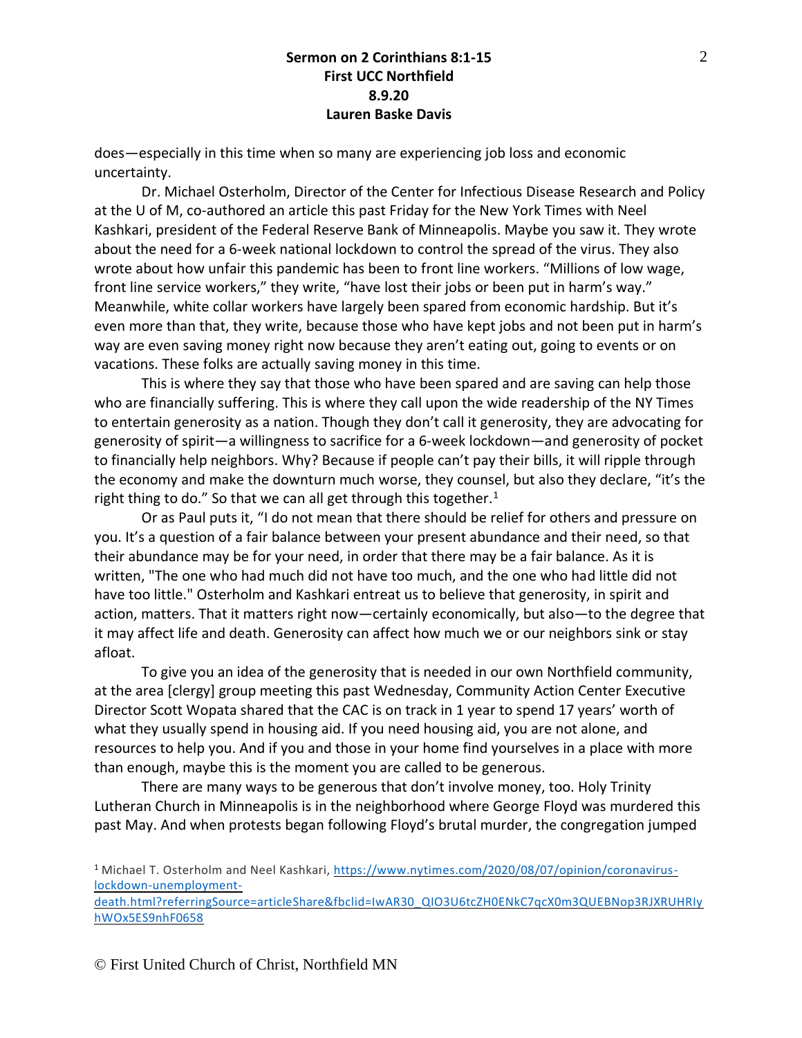does—especially in this time when so many are experiencing job loss and economic uncertainty.

Dr. Michael Osterholm, Director of the Center for Infectious Disease Research and Policy at the U of M, co-authored an article this past Friday for the New York Times with Neel Kashkari, president of the Federal Reserve Bank of Minneapolis. Maybe you saw it. They wrote about the need for a 6-week national lockdown to control the spread of the virus. They also wrote about how unfair this pandemic has been to front line workers. "Millions of low wage, front line service workers," they write, "have lost their jobs or been put in harm's way." Meanwhile, white collar workers have largely been spared from economic hardship. But it's even more than that, they write, because those who have kept jobs and not been put in harm's way are even saving money right now because they aren't eating out, going to events or on vacations. These folks are actually saving money in this time.

This is where they say that those who have been spared and are saving can help those who are financially suffering. This is where they call upon the wide readership of the NY Times to entertain generosity as a nation. Though they don't call it generosity, they are advocating for generosity of spirit—a willingness to sacrifice for a 6-week lockdown—and generosity of pocket to financially help neighbors. Why? Because if people can't pay their bills, it will ripple through the economy and make the downturn much worse, they counsel, but also they declare, "it's the right thing to do." So that we can all get through this together.[1]

Or as Paul puts it, "I do not mean that there should be relief for others and pressure on you. It's a question of a fair balance between your present abundance and their need, so that their abundance may be for your need, in order that there may be a fair balance. As it is written, "The one who had much did not have too much, and the one who had little did not have too little." Osterholm and Kashkari entreat us to believe that generosity, in spirit and action, matters. That it matters right now—certainly economically, but also—to the degree that it may affect life and death. Generosity can affect how much we or our neighbors sink or stay afloat.

To give you an idea of the generosity that is needed in our own Northfield community, at the area [clergy] group meeting this past Wednesday, Community Action Center Executive Director Scott Wopata shared that the CAC is on track in 1 year to spend 17 years' worth of what they usually spend in housing aid. If you need housing aid, you are not alone, and resources to help you. And if you and those in your home find yourselves in a place with more than enough, maybe this is the moment you are called to be generous.

There are many ways to be generous that don't involve money, too. Holy Trinity Lutheran Church in Minneapolis is in the neighborhood where George Floyd was murdered this past May. And when protests began following Floyd's brutal murder, the congregation jumped

---

[1] Michael T. Osterholm and Neel Kashkari, https://www.nytimes.com/2020/08/07/opinion/coronavirus-lockdown-unemployment-death.html?referringSource=articleShare&fbclid=IwAR30_QIO3U6tcZH0ENkC7qcX0m3QUEBNop3RJXRUHRIyhWOx5ES9nhF0658

© First United Church of Christ, Northfield MN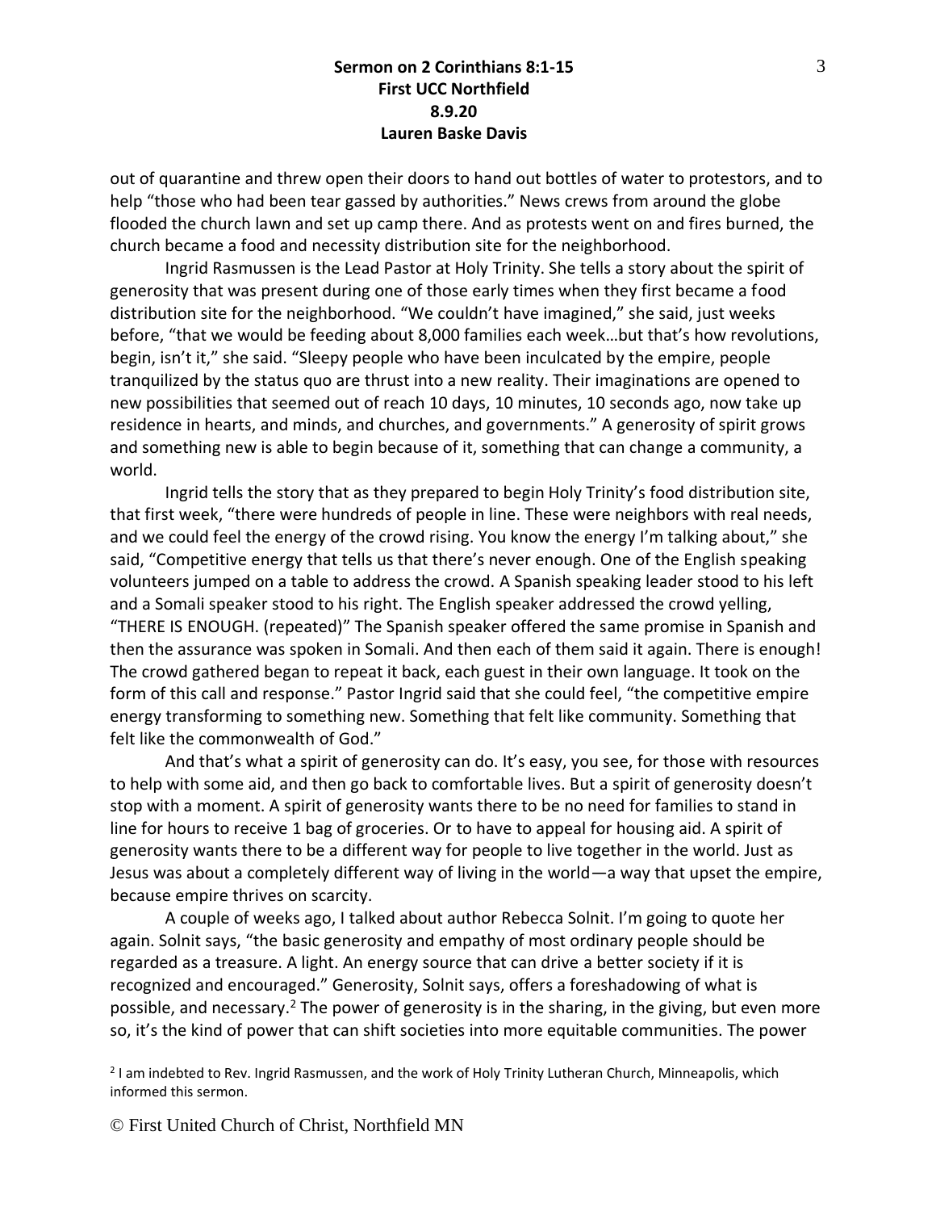out of quarantine and threw open their doors to hand out bottles of water to protestors, and to help "those who had been tear gassed by authorities." News crews from around the globe flooded the church lawn and set up camp there. And as protests went on and fires burned, the church became a food and necessity distribution site for the neighborhood.

Ingrid Rasmussen is the Lead Pastor at Holy Trinity. She tells a story about the spirit of generosity that was present during one of those early times when they first became a food distribution site for the neighborhood. "We couldn't have imagined," she said, just weeks before, "that we would be feeding about 8,000 families each week…but that's how revolutions, begin, isn't it," she said. "Sleepy people who have been inculcated by the empire, people tranquilized by the status quo are thrust into a new reality. Their imaginations are opened to new possibilities that seemed out of reach 10 days, 10 minutes, 10 seconds ago, now take up residence in hearts, and minds, and churches, and governments." A generosity of spirit grows and something new is able to begin because of it, something that can change a community, a world.

Ingrid tells the story that as they prepared to begin Holy Trinity's food distribution site, that first week, "there were hundreds of people in line. These were neighbors with real needs, and we could feel the energy of the crowd rising. You know the energy I'm talking about," she said, "Competitive energy that tells us that there's never enough. One of the English speaking volunteers jumped on a table to address the crowd. A Spanish speaking leader stood to his left and a Somali speaker stood to his right. The English speaker addressed the crowd yelling, "THERE IS ENOUGH. (repeated)" The Spanish speaker offered the same promise in Spanish and then the assurance was spoken in Somali. And then each of them said it again. There is enough! The crowd gathered began to repeat it back, each guest in their own language. It took on the form of this call and response." Pastor Ingrid said that she could feel, "the competitive empire energy transforming to something new. Something that felt like community. Something that felt like the commonwealth of God."

And that's what a spirit of generosity can do. It's easy, you see, for those with resources to help with some aid, and then go back to comfortable lives. But a spirit of generosity doesn't stop with a moment. A spirit of generosity wants there to be no need for families to stand in line for hours to receive 1 bag of groceries. Or to have to appeal for housing aid. A spirit of generosity wants there to be a different way for people to live together in the world. Just as Jesus was about a completely different way of living in the world—a way that upset the empire, because empire thrives on scarcity.

A couple of weeks ago, I talked about author Rebecca Solnit. I'm going to quote her again. Solnit says, "the basic generosity and empathy of most ordinary people should be regarded as a treasure. A light. An energy source that can drive a better society if it is recognized and encouraged." Generosity, Solnit says, offers a foreshadowing of what is possible, and necessary.[2] The power of generosity is in the sharing, in the giving, but even more so, it's the kind of power that can shift societies into more equitable communities. The power

[2] I am indebted to Rev. Ingrid Rasmussen, and the work of Holy Trinity Lutheran Church, Minneapolis, which informed this sermon.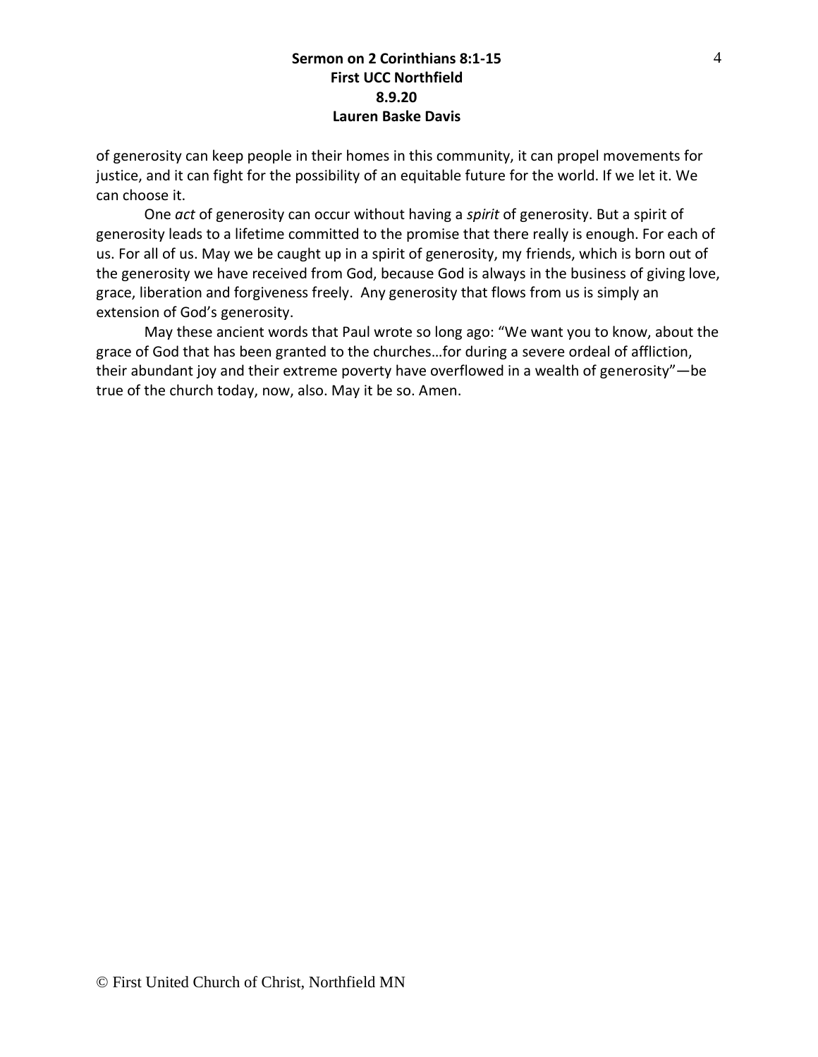of generosity can keep people in their homes in this community, it can propel movements for justice, and it can fight for the possibility of an equitable future for the world. If we let it. We can choose it.

One *act* of generosity can occur without having a *spirit* of generosity. But a spirit of generosity leads to a lifetime committed to the promise that there really is enough. For each of us. For all of us. May we be caught up in a spirit of generosity, my friends, which is born out of the generosity we have received from God, because God is always in the business of giving love, grace, liberation and forgiveness freely. Any generosity that flows from us is simply an extension of God's generosity.

May these ancient words that Paul wrote so long ago: "We want you to know, about the grace of God that has been granted to the churches…for during a severe ordeal of affliction, their abundant joy and their extreme poverty have overflowed in a wealth of generosity"—be true of the church today, now, also. May it be so. Amen.